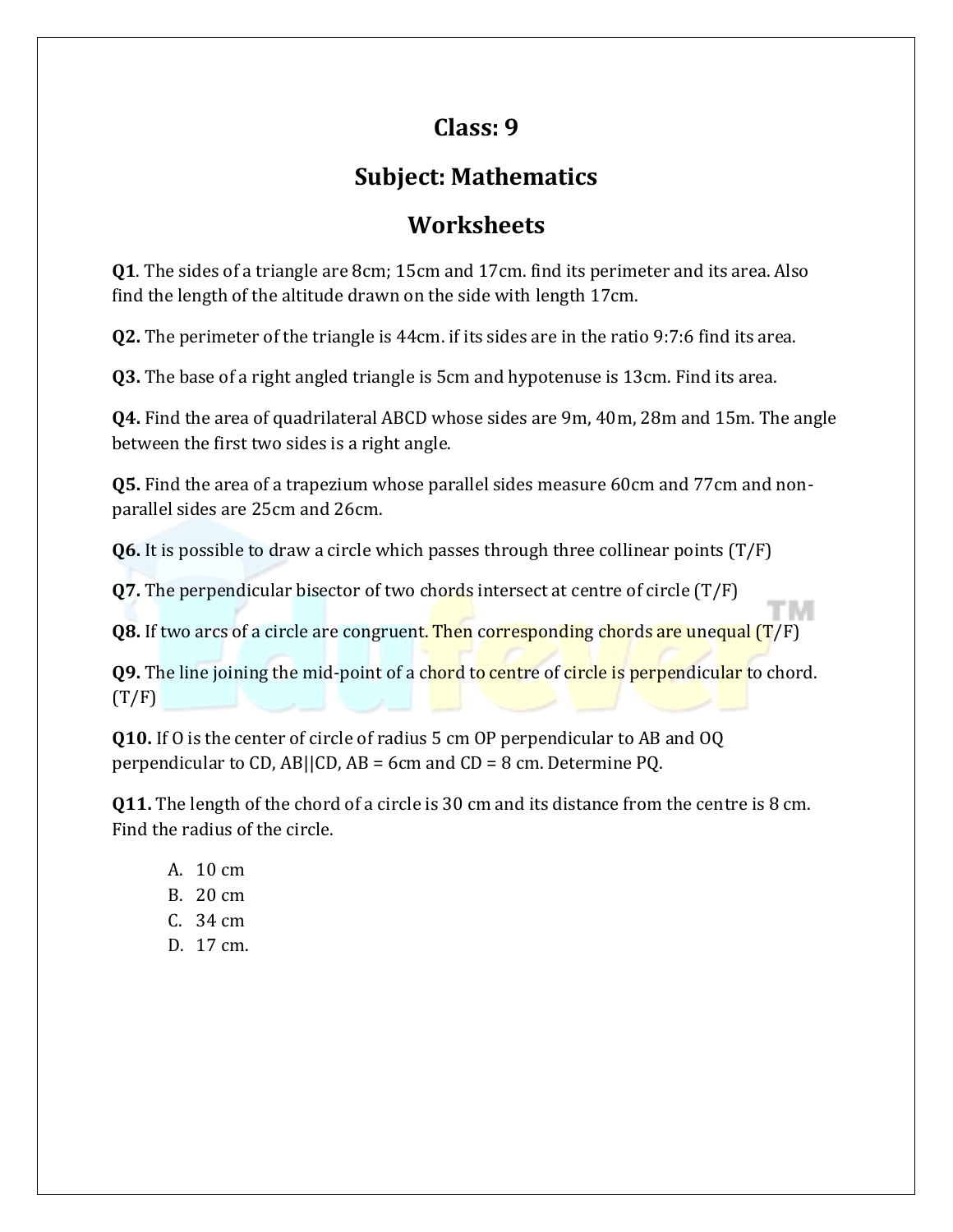# Class: 9

# Subject: Mathematics

# Worksheets

**Q1**. The sides of a triangle are 8cm; 15cm and 17cm. find its perimeter and its area. Also find the length of the altitude drawn on the side with length 17cm.

**Q2.** The perimeter of the triangle is 44cm. if its sides are in the ratio 9:7:6 find its area.

**Q3.** The base of a right angled triangle is 5cm and hypotenuse is 13cm. Find its area.

**Q4.** Find the area of quadrilateral ABCD whose sides are 9m, 40m, 28m and 15m. The angle between the first two sides is a right angle.

**Q5.** Find the area of a trapezium whose parallel sides measure 60cm and 77cm and non-parallel sides are 25cm and 26cm.

**Q6.** It is possible to draw a circle which passes through three collinear points (T/F)

**Q7.** The perpendicular bisector of two chords intersect at centre of circle (T/F)

**Q8.** If two arcs of a circle are congruent. Then corresponding chords are unequal (T/F)

**Q9.** The line joining the mid-point of a chord to centre of circle is perpendicular to chord. (T/F)

**Q10.** If O is the center of circle of radius 5 cm OP perpendicular to AB and OQ perpendicular to CD, AB||CD, AB = 6cm and CD = 8 cm. Determine PQ.

**Q11.** The length of the chord of a circle is 30 cm and its distance from the centre is 8 cm. Find the radius of the circle.

A. 10 cm
B. 20 cm
C. 34 cm
D. 17 cm.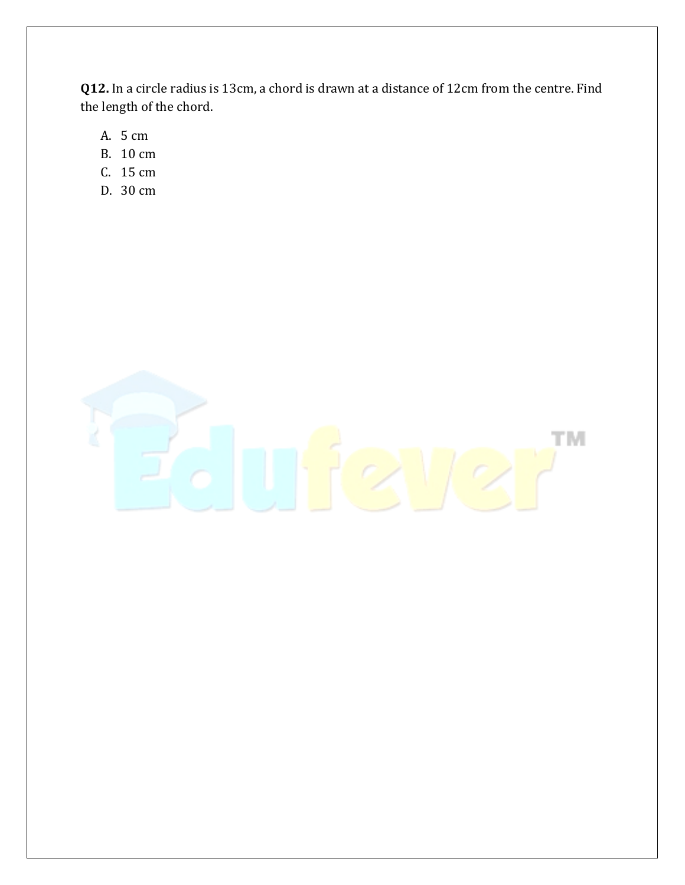**Q12.** In a circle radius is 13cm, a chord is drawn at a distance of 12cm from the centre. Find the length of the chord.

A. 5 cm
B. 10 cm
C. 15 cm
D. 30 cm